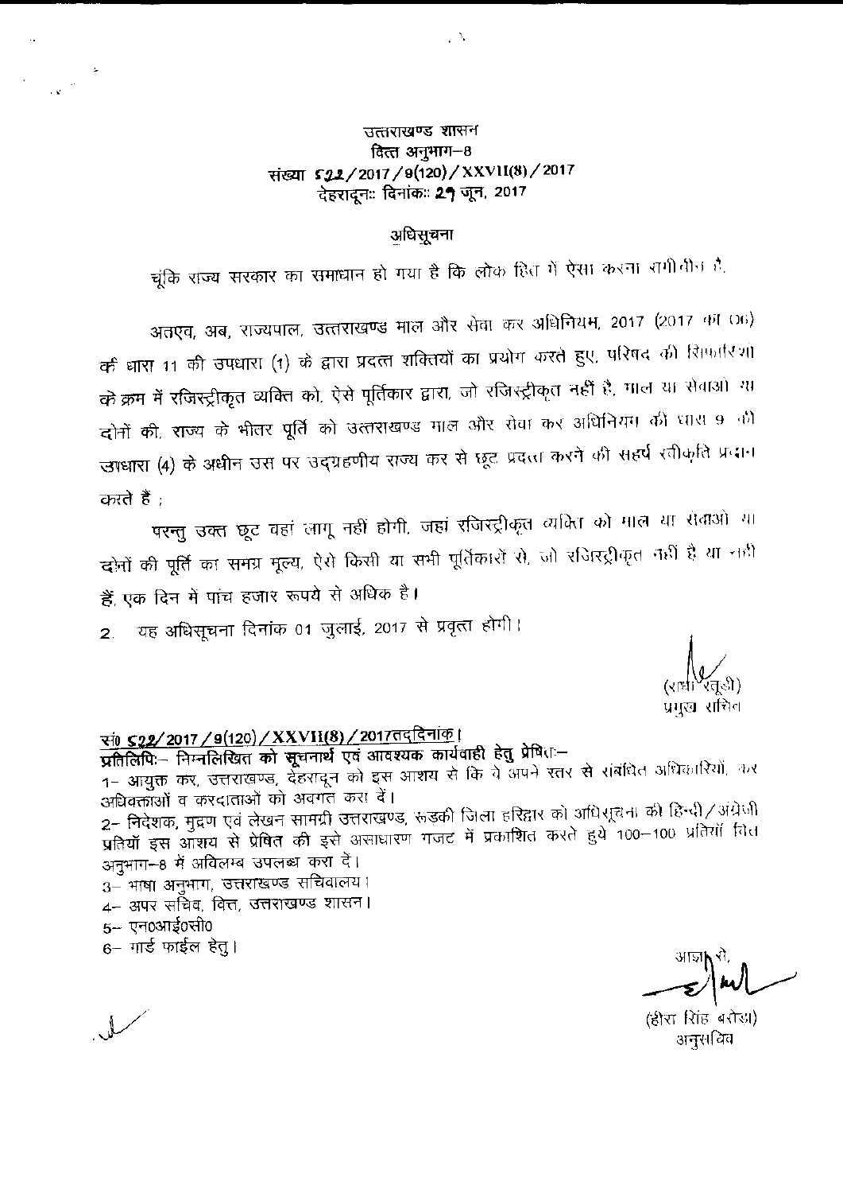उत्तराखण्ड शासन
वित्त अनुभाग–8
संख्या 522/2017/9(120)/XXVII(8)/2017
देहरादून:: दिनांक:: 29 जून, 2017

## अधिसूचना

चूंकि राज्य सरकार का समाधान हो गया है कि लोक हित में ऐसा करना समीचीन है,

अतएव, अब, राज्यपाल, उत्तराखण्ड माल और सेवा कर अधिनियम, 2017 (2017 का 06) की धारा 11 की उपधारा (1) के द्वारा प्रदत्त शक्तियों का प्रयोग करते हुए, परिषद की सिफारिशों के क्रम में रजिस्ट्रीकृत व्यक्ति को, ऐसे पूर्तिकार द्वारा, जो रजिस्ट्रीकृत नहीं है, माल या सेवाओं या दोनों की, राज्य के भीतर पूर्ति को उत्तराखण्ड माल और सेवा कर अधिनियम की धारा 9 की उपधारा (4) के अधीन उस पर उद्ग्रहणीय राज्य कर से छूट प्रदत्त करने की सहर्ष स्वीकृति प्रदान करते हैं ;

परन्तु उक्त छूट वहां लागू नहीं होगी, जहां रजिस्ट्रीकृत व्यक्ति को माल या सेवाओं या दोनों की पूर्ति का समग्र मूल्य, ऐसे किसी या सभी पूर्तिकारों से, जो रजिस्ट्रीकृत नहीं है या नहीं हैं, एक दिन में पांच हजार रूपये से अधिक है।

2. यह अधिसूचना दिनांक 01 जुलाई, 2017 से प्रवृत्त होगी।

(राधा रतूड़ी)
प्रमुख सचिव

**सं0 522/2017/9(120)/XXVII(8)/2017तद्दिनांक।**

**प्रतिलिपि:– निम्नलिखित को सूचनार्थ एवं आवश्यक कार्यवाही हेतु प्रेषित:–**

1– आयुक्त कर, उत्तराखण्ड, देहरादून को इस आशय से कि वे अपने स्तर से संबंधित अधिकारियों, कर अधिवक्ताओं व करदाताओं को अवगत करा दें।

2– निदेशक, मुद्रण एवं लेखन सामग्री उत्तराखण्ड, रूड़की जिला हरिद्वार को अधिसूचना की हिन्दी/अंग्रेजी प्रतियाँ इस आशय से प्रेषित की इसे असाधारण गजट में प्रकाशित करते हुये 100–100 प्रतियाँ वित्त अनुभाग–8 में अविलम्ब उपलब्ध करा दें।

3– भाषा अनुभाग, उत्तराखण्ड सचिवालय।

4– अपर सचिव, वित्त, उत्तराखण्ड शासन।

5– एन0आई0सी0

6– गार्ड फाईल हेतु।

आज्ञा से,

(हीरा सिंह बसेड़ा)
अनुसचिव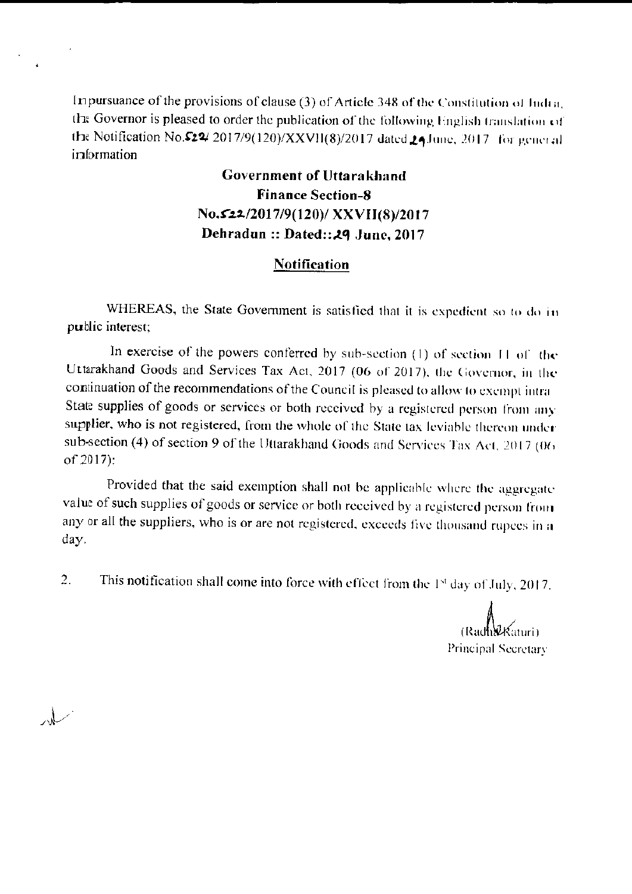In pursuance of the provisions of clause (3) of Article 348 of the Constitution of India, the Governor is pleased to order the publication of the following English translation of the Notification No.522/ 2017/9(120)/XXVII(8)/2017 dated 29 June, 2017 for general information

**Government of Uttarakhand**
**Finance Section-8**
**No.522/2017/9(120)/ XXVII(8)/2017**
**Dehradun :: Dated:: 29 June, 2017**

**Notification**

WHEREAS, the State Government is satisfied that it is expedient so to do in public interest;

In exercise of the powers conferred by sub-section (1) of section 11 of the Uttarakhand Goods and Services Tax Act, 2017 (06 of 2017), the Governor, in the continuation of the recommendations of the Council is pleased to allow to exempt intra State supplies of goods or services or both received by a registered person from any supplier, who is not registered, from the whole of the State tax leviable thereon under sub-section (4) of section 9 of the Uttarakhand Goods and Services Tax Act, 2017 (06 of 2017):

Provided that the said exemption shall not be applicable where the aggregate value of such supplies of goods or service or both received by a registered person from any or all the suppliers, who is or are not registered, exceeds five thousand rupees in a day.

2. This notification shall come into force with effect from the 1st day of July, 2017.

(Radha Raturi)
Principal Secretary